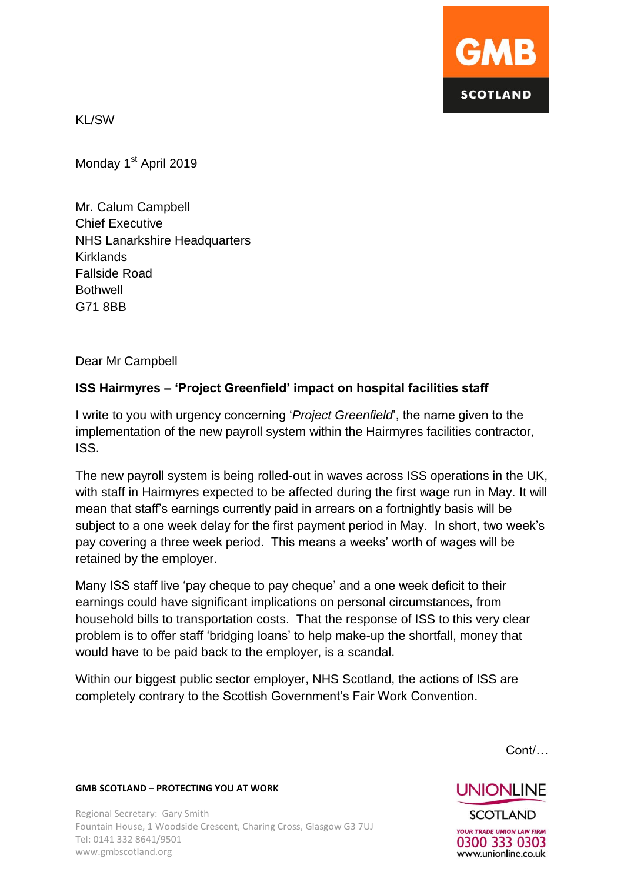GMB SCOTLAND

KL/SW

Monday 1st April 2019

Mr. Calum Campbell
Chief Executive
NHS Lanarkshire Headquarters
Kirklands
Fallside Road
Bothwell
G71 8BB

Dear Mr Campbell

**ISS Hairmyres – 'Project Greenfield' impact on hospital facilities staff**

I write to you with urgency concerning '*Project Greenfield*', the name given to the implementation of the new payroll system within the Hairmyres facilities contractor, ISS.

The new payroll system is being rolled-out in waves across ISS operations in the UK, with staff in Hairmyres expected to be affected during the first wage run in May. It will mean that staff's earnings currently paid in arrears on a fortnightly basis will be subject to a one week delay for the first payment period in May. In short, two week's pay covering a three week period. This means a weeks' worth of wages will be retained by the employer.

Many ISS staff live 'pay cheque to pay cheque' and a one week deficit to their earnings could have significant implications on personal circumstances, from household bills to transportation costs. That the response of ISS to this very clear problem is to offer staff 'bridging loans' to help make-up the shortfall, money that would have to be paid back to the employer, is a scandal.

Within our biggest public sector employer, NHS Scotland, the actions of ISS are completely contrary to the Scottish Government's Fair Work Convention.

Cont/…

**GMB SCOTLAND – PROTECTING YOU AT WORK**

Regional Secretary: Gary Smith
Fountain House, 1 Woodside Crescent, Charing Cross, Glasgow G3 7UJ
Tel: 0141 332 8641/9501
www.gmbscotland.org

UNIONLINE SCOTLAND
YOUR TRADE UNION LAW FIRM
0300 333 0303
www.unionline.co.uk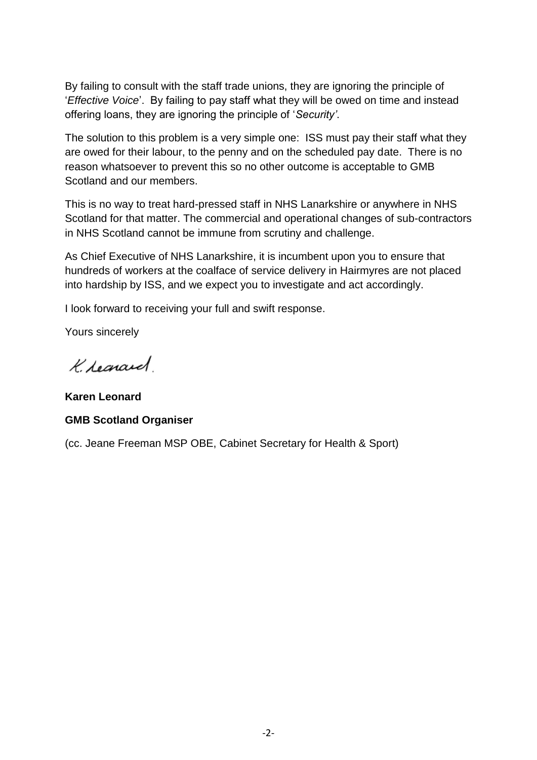By failing to consult with the staff trade unions, they are ignoring the principle of '*Effective Voice*'. By failing to pay staff what they will be owed on time and instead offering loans, they are ignoring the principle of '*Security'*.

The solution to this problem is a very simple one: ISS must pay their staff what they are owed for their labour, to the penny and on the scheduled pay date. There is no reason whatsoever to prevent this so no other outcome is acceptable to GMB Scotland and our members.

This is no way to treat hard-pressed staff in NHS Lanarkshire or anywhere in NHS Scotland for that matter. The commercial and operational changes of sub-contractors in NHS Scotland cannot be immune from scrutiny and challenge.

As Chief Executive of NHS Lanarkshire, it is incumbent upon you to ensure that hundreds of workers at the coalface of service delivery in Hairmyres are not placed into hardship by ISS, and we expect you to investigate and act accordingly.

I look forward to receiving your full and swift response.

Yours sincerely

K. Leonard.

**Karen Leonard**

**GMB Scotland Organiser**

(cc. Jeane Freeman MSP OBE, Cabinet Secretary for Health & Sport)